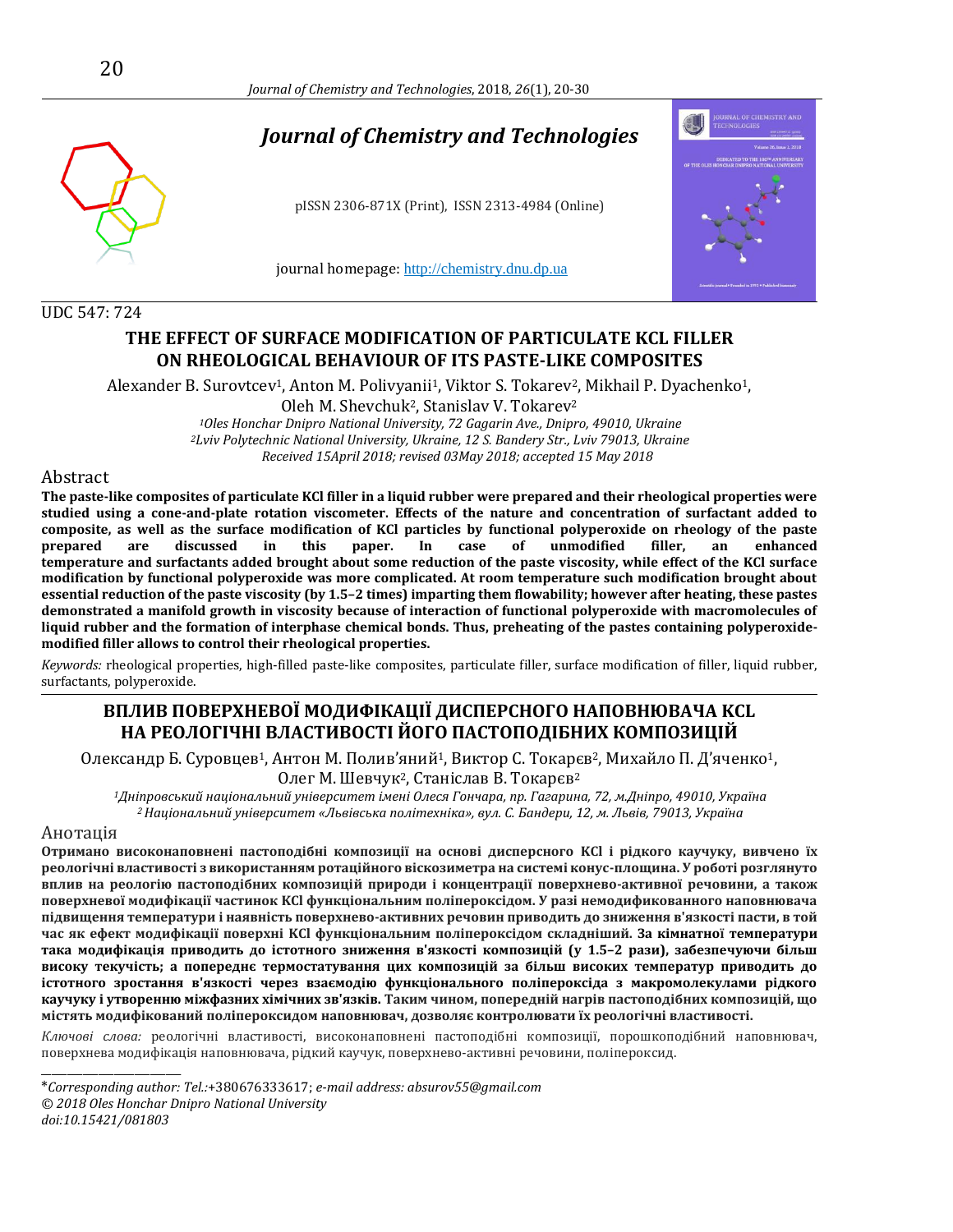# Journal of Chemistry and Technologies

pISSN 2306-871X (Print), ISSN 2313-4984 (Online)

journal homepage: http://chemistry.dnu.dp.ua

UDC 547: 724

## THE EFFECT OF SURFACE MODIFICATION OF PARTICULATE KCL FILLER ON RHEOLOGICAL BEHAVIOUR OF ITS PASTE-LIKE COMPOSITES

Alexander B. Surovtcev[1], Anton M. Polivyanii[1], Viktor S. Tokarev[2], Mikhail P. Dyachenko[1], Oleh M. Shevchuk[2], Stanislav V. Tokarev[2]

*[1]Oles Honchar Dnipro National University, 72 Gagarin Ave., Dnipro, 49010, Ukraine*
*[2]Lviv Polytechnic National University, Ukraine, 12 S. Bandery Str., Lviv 79013, Ukraine*
*Received 15April 2018; revised 03May 2018; accepted 15 May 2018*

### Abstract

**The paste-like composites of particulate KCl filler in a liquid rubber were prepared and their rheological properties were studied using a cone-and-plate rotation viscometer. Effects of the nature and concentration of surfactant added to composite, as well as the surface modification of KCl particles by functional polyperoxide on rheology of the paste prepared are discussed in this paper. In case of unmodified filler, an enhanced temperature and surfactants added brought about some reduction of the paste viscosity, while effect of the KCl surface modification by functional polyperoxide was more complicated. At room temperature such modification brought about essential reduction of the paste viscosity (by 1.5–2 times) imparting them flowability; however after heating, these pastes demonstrated a manifold growth in viscosity because of interaction of functional polyperoxide with macromolecules of liquid rubber and the formation of interphase chemical bonds. Thus, preheating of the pastes containing polyperoxide-modified filler allows to control their rheological properties.**

*Keywords:* rheological properties, high-filled paste-like composites, particulate filler, surface modification of filler, liquid rubber, surfactants, polyperoxide.

## ВПЛИВ ПОВЕРХНЕВОЇ МОДИФІКАЦІЇ ДИСПЕРСНОГО НАПОВНЮВАЧА KCL НА РЕОЛОГІЧНІ ВЛАСТИВОСТІ ЙОГО ПАСТОПОДІБНИХ КОМПОЗИЦІЙ

Олександр Б. Суровцев[1], Антон М. Полив'яний[1], Виктор С. Токарєв[2], Михайло П. Д'яченко[1], Олег М. Шевчук[2], Станіслав В. Токарєв[2]

*[1]Дніпровський національний університет імені Олеся Гончара, пр. Гагарина, 72, м.Дніпро, 49010, Україна*
*[2]Національний університет «Львівська політехніка», вул. С. Бандери, 12, м. Львів, 79013, Україна*

### Анотація

**Отримано високонаповнені пастоподібні композиції на основі дисперсного KCl і рідкого каучуку, вивчено їх реологічні властивості з використанням ротаційного віскозиметра на системі конус-площина. У роботі розглянуто вплив на реологію пастоподібних композицій природи і концентрації поверхнево-активної речовини, а також поверхневої модифікації частинок KCl функціональним поліпероксідом. У разі немодификованного наповнювача підвищення температури і наявність поверхнево-активних речовин приводить до зниження в'язкості пасти, в той час як ефект модифікації поверхні KCl функціональним поліпероксідом складніший. За кімнатної температури така модифікація приводить до істотного зниження в'язкості композицій (у 1.5–2 рази), забезпечуючи більш високу текучість; а попереднє термостатування цих композицій за більш високих температур приводить до істотного зростання в'язкості через взаємодію функціонального поліпероксида з макромолекулами рідкого каучуку і утворенню міжфазних хімічних зв'язків. Таким чином, попередній нагрів пастоподібних композицій, що містять модифікований поліпероксидом наповнювач, дозволяє контролювати їх реологічні властивості.**

*Ключові слова:* реологічні властивості, високонаповнені пастоподібні композиції, порошкоподібний наповнювач, поверхнева модифікація наповнювача, рідкий каучук, поверхнево-активні речовини, поліпероксид.

---

\**Corresponding author: Tel.:*+380676333617; *e-mail address: absurov55@gmail.com*
*© 2018 Oles Honchar Dnipro National University*
*doi:10.15421/081803*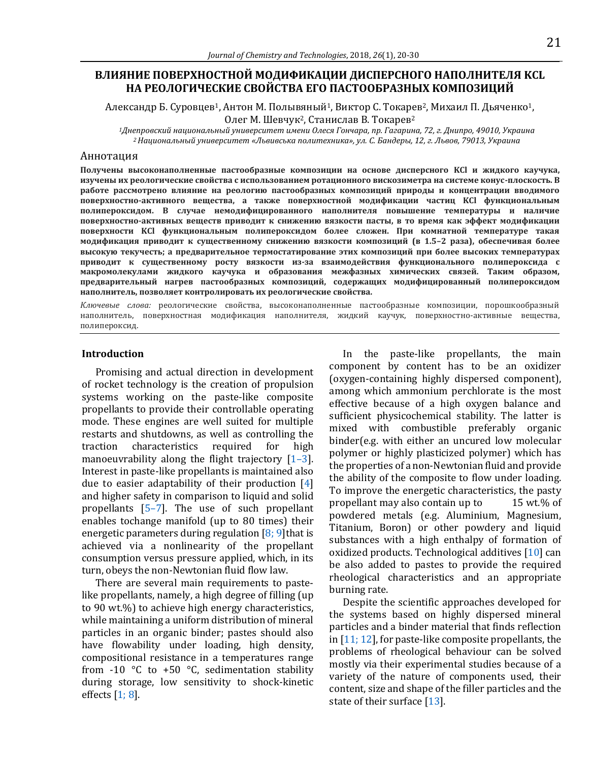# ВЛИЯНИЕ ПОВЕРХНОСТНОЙ МОДИФИКАЦИИ ДИСПЕРСНОГО НАПОЛНИТЕЛЯ KCL НА РЕОЛОГИЧЕСКИЕ СВОЙСТВА ЕГО ПАСТООБРАЗНЫХ КОМПОЗИЦИЙ

Александр Б. Суровцев[1], Антон М. Полывяный[1], Виктор С. Токарев[2], Михаил П. Дьяченко[1], Олег М. Шевчук[2], Станислав В. Токарев[2]

*[1]Днепровский национальный университет имени Олеся Гончара, пр. Гагарина, 72, г. Днипро, 49010, Украина*
*[2]Национальный университет «Львівська політехника», ул. С. Бандеры, 12, г. Львов, 79013, Украина*

## Аннотация

**Получены высоконаполненные пастообразные композиции на основе дисперсного KCl и жидкого каучука, изучены их реологические свойства с использованием ротационного вискозиметра на системе конус-плоскость. В работе рассмотрено влияние на реологию пастообразных композиций природы и концентрации вводимого поверхностно-активного вещества, а также поверхностной модификации частиц KCl функциональным полипероксидом. В случае немодифицированного наполнителя повышение температуры и наличие поверхностно-активных веществ приводит к снижению вязкости пасты, в то время как эффект модификации поверхности KCl функциональным полипероксидом более сложен. При комнатной температуре такая модификация приводит к существенному снижению вязкости композиций (в 1.5–2 раза), обеспечивая более высокую текучесть; а предварительное термостатирование этих композиций при более высоких температурах приводит к существенному росту вязкости из-за взаимодействия функционального полипероксида с макромолекулами жидкого каучука и образования межфазных химических связей. Таким образом, предварительный нагрев пастообразных композиций, содержащих модифицированный полипероксидом наполнитель, позволяет контролировать их реологические свойства.**

*Ключевые слова:* реологические свойства, высоконаполненные пастообразные композиции, порошкообразный наполнитель, поверхностная модификация наполнителя, жидкий каучук, поверхностно-активные вещества, полипероксид.

## Introduction

Promising and actual direction in development of rocket technology is the creation of propulsion systems working on the paste-like composite propellants to provide their controllable operating mode. These engines are well suited for multiple restarts and shutdowns, as well as controlling the traction characteristics required for high manoeuvrability along the flight trajectory [1–3]. Interest in paste-like propellants is maintained also due to easier adaptability of their production [4] and higher safety in comparison to liquid and solid propellants [5–7]. The use of such propellant enables tochange manifold (up to 80 times) their energetic parameters during regulation [8; 9]that is achieved via a nonlinearity of the propellant consumption versus pressure applied, which, in its turn, obeys the non-Newtonian fluid flow law.

There are several main requirements to paste-like propellants, namely, a high degree of filling (up to 90 wt.%) to achieve high energy characteristics, while maintaining a uniform distribution of mineral particles in an organic binder; pastes should also have flowability under loading, high density, compositional resistance in a temperatures range from -10 °C to +50 °C, sedimentation stability during storage, low sensitivity to shock-kinetic effects [1; 8].

In the paste-like propellants, the main component by content has to be an oxidizer (oxygen-containing highly dispersed component), among which ammonium perchlorate is the most effective because of a high oxygen balance and sufficient physicochemical stability. The latter is mixed with combustible preferably organic binder(e.g. with either an uncured low molecular polymer or highly plasticized polymer) which has the properties of a non-Newtonian fluid and provide the ability of the composite to flow under loading. To improve the energetic characteristics, the pasty propellant may also contain up to 15 wt.% of powdered metals (e.g. Aluminium, Magnesium, Titanium, Boron) or other powdery and liquid substances with a high enthalpy of formation of oxidized products. Technological additives [10] can be also added to pastes to provide the required rheological characteristics and an appropriate burning rate.

Despite the scientific approaches developed for the systems based on highly dispersed mineral particles and a binder material that finds reflection in [11; 12], for paste-like composite propellants, the problems of rheological behaviour can be solved mostly via their experimental studies because of a variety of the nature of components used, their content, size and shape of the filler particles and the state of their surface [13].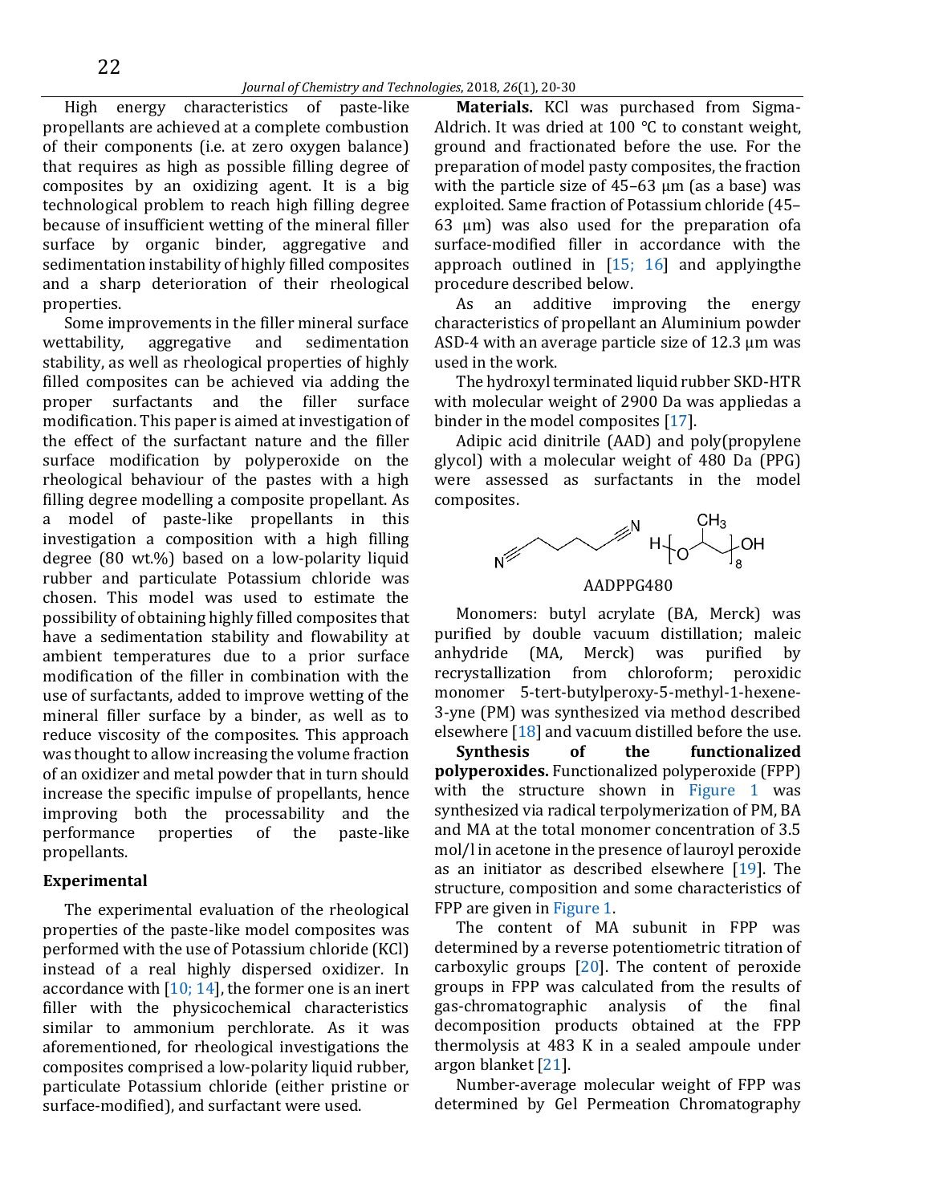High energy characteristics of paste-like propellants are achieved at a complete combustion of their components (i.e. at zero oxygen balance) that requires as high as possible filling degree of composites by an oxidizing agent. It is a big technological problem to reach high filling degree because of insufficient wetting of the mineral filler surface by organic binder, aggregative and sedimentation instability of highly filled composites and a sharp deterioration of their rheological properties.

Some improvements in the filler mineral surface wettability, aggregative and sedimentation stability, as well as rheological properties of highly filled composites can be achieved via adding the proper surfactants and the filler surface modification. This paper is aimed at investigation of the effect of the surfactant nature and the filler surface modification by polyperoxide on the rheological behaviour of the pastes with a high filling degree modelling a composite propellant. As a model of paste-like propellants in this investigation a composition with a high filling degree (80 wt.%) based on a low-polarity liquid rubber and particulate Potassium chloride was chosen. This model was used to estimate the possibility of obtaining highly filled composites that have a sedimentation stability and flowability at ambient temperatures due to a prior surface modification of the filler in combination with the use of surfactants, added to improve wetting of the mineral filler surface by a binder, as well as to reduce viscosity of the composites. This approach was thought to allow increasing the volume fraction of an oxidizer and metal powder that in turn should increase the specific impulse of propellants, hence improving both the processability and the performance properties of the paste-like propellants.

## Experimental

The experimental evaluation of the rheological properties of the paste-like model composites was performed with the use of Potassium chloride (KCl) instead of a real highly dispersed oxidizer. In accordance with [10; 14], the former one is an inert filler with the physicochemical characteristics similar to ammonium perchlorate. As it was aforementioned, for rheological investigations the composites comprised a low-polarity liquid rubber, particulate Potassium chloride (either pristine or surface-modified), and surfactant were used.

**Materials.** KCl was purchased from Sigma-Aldrich. It was dried at 100 °C to constant weight, ground and fractionated before the use. For the preparation of model pasty composites, the fraction with the particle size of 45–63 µm (as a base) was exploited. Same fraction of Potassium chloride (45–63 µm) was also used for the preparation ofa surface-modified filler in accordance with the approach outlined in [15; 16] and applyingthe procedure described below.

As an additive improving the energy characteristics of propellant an Aluminium powder ASD-4 with an average particle size of 12.3 µm was used in the work.

The hydroxyl terminated liquid rubber SKD-HTR with molecular weight of 2900 Da was appliedas a binder in the model composites [17].

Adipic acid dinitrile (AAD) and poly(propylene glycol) with a molecular weight of 480 Da (PPG) were assessed as surfactants in the model composites.

AAD PPG480

Monomers: butyl acrylate (BA, Merck) was purified by double vacuum distillation; maleic anhydride (MA, Merck) was purified by recrystallization from chloroform; peroxidic monomer 5-tert-butylperoxy-5-methyl-1-hexene-3-yne (PM) was synthesized via method described elsewhere [18] and vacuum distilled before the use.

**Synthesis of the functionalized polyperoxides.** Functionalized polyperoxide (FPP) with the structure shown in Figure 1 was synthesized via radical terpolymerization of PM, BA and MA at the total monomer concentration of 3.5 mol/l in acetone in the presence of lauroyl peroxide as an initiator as described elsewhere [19]. The structure, composition and some characteristics of FPP are given in Figure 1.

The content of MA subunit in FPP was determined by a reverse potentiometric titration of carboxylic groups [20]. The content of peroxide groups in FPP was calculated from the results of gas-chromatographic analysis of the final decomposition products obtained at the FPP thermolysis at 483 K in a sealed ampoule under argon blanket [21].

Number-average molecular weight of FPP was determined by Gel Permeation Chromatography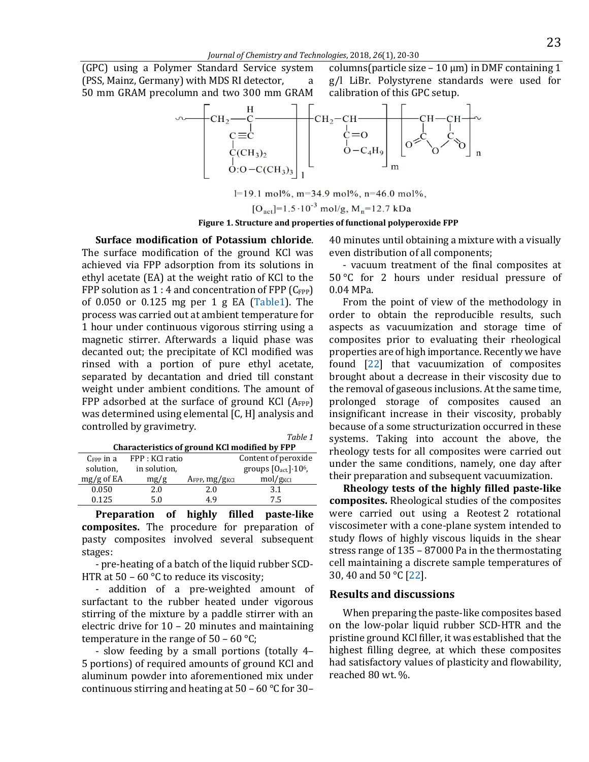(GPC) using a Polymer Standard Service system (PSS, Mainz, Germany) with MDS RI detector, a 50 mm GRAM precolumn and two 300 mm GRAM columns(particle size – 10 μm) in DMF containing 1 g/l LiBr. Polystyrene standards were used for calibration of this GPC setup.

l=19.1 mol%, m=34.9 mol%, n=46.0 mol%,

$[O_{act}]=1.5 \cdot 10^{-3}$ mol/g, $M_n$=12.7 kDa

**Figure 1. Structure and properties of functional polyperoxide FPP**

**Surface modification of Potassium chloride**. The surface modification of the ground KCl was achieved via FPP adsorption from its solutions in ethyl acetate (EA) at the weight ratio of KCl to the FPP solution as 1 : 4 and concentration of FPP ($C_{FPP}$) of 0.050 or 0.125 mg per 1 g EA (Table1). The process was carried out at ambient temperature for 1 hour under continuous vigorous stirring using a magnetic stirrer. Afterwards a liquid phase was decanted out; the precipitate of KCl modified was rinsed with a portion of pure ethyl acetate, separated by decantation and dried till constant weight under ambient conditions. The amount of FPP adsorbed at the surface of ground KCl ($A_{FPP}$) was determined using elemental [C, H] analysis and controlled by gravimetry.

*Table 1*

**Characteristics of ground KCl modified by FPP**

| $C_{FPP}$ in a solution, mg/g of EA | FPP : KCl ratio in solution, mg/g | $A_{FPP}$, mg/$g_{KCl}$ | Content of peroxide groups $[O_{act}]\cdot 10^6$, mol/$g_{KCl}$ |
|---|---|---|---|
| 0.050 | 2.0 | 2.0 | 3.1 |
| 0.125 | 5.0 | 4.9 | 7.5 |

**Preparation of highly filled paste-like composites.** The procedure for preparation of pasty composites involved several subsequent stages:

- pre-heating of a batch of the liquid rubber SCD-HTR at 50 – 60 °C to reduce its viscosity;
- addition of a pre-weighted amount of surfactant to the rubber heated under vigorous stirring of the mixture by a paddle stirrer with an electric drive for 10 – 20 minutes and maintaining temperature in the range of 50 – 60 °C;
- slow feeding by a small portions (totally 4–5 portions) of required amounts of ground KCl and aluminum powder into aforementioned mix under continuous stirring and heating at 50 – 60 °C for 30–40 minutes until obtaining a mixture with a visually even distribution of all components;
- vacuum treatment of the final composites at 50 °C for 2 hours under residual pressure of 0.04 MPa.

From the point of view of the methodology in order to obtain the reproducible results, such aspects as vacuumization and storage time of composites prior to evaluating their rheological properties are of high importance. Recently we have found [22] that vacuumization of composites brought about a decrease in their viscosity due to the removal of gaseous inclusions. At the same time, prolonged storage of composites caused an insignificant increase in their viscosity, probably because of a some structurization occurred in these systems. Taking into account the above, the rheology tests for all composites were carried out under the same conditions, namely, one day after their preparation and subsequent vacuumization.

**Rheology tests of the highly filled paste-like composites.** Rheological studies of the composites were carried out using a Reotest 2 rotational viscosimeter with a cone-plane system intended to study flows of highly viscous liquids in the shear stress range of 135 – 87000 Pa in the thermostating cell maintaining a discrete sample temperatures of 30, 40 and 50 °C [22].

## Results and discussions

When preparing the paste-like composites based on the low-polar liquid rubber SCD-HTR and the pristine ground KCl filler, it was established that the highest filling degree, at which these composites had satisfactory values of plasticity and flowability, reached 80 wt. %.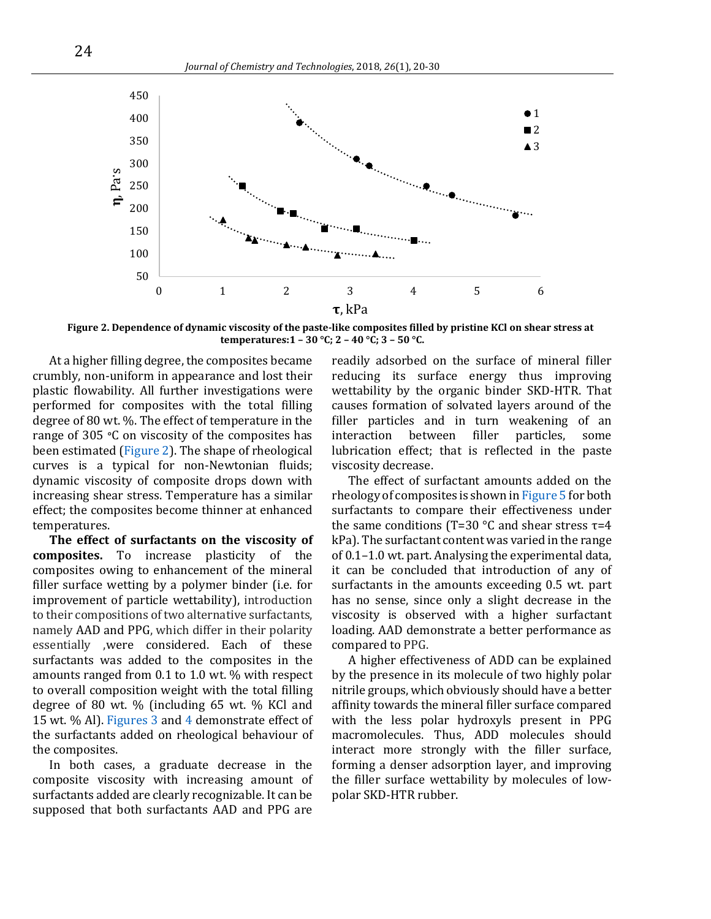**Figure 2. Dependence of dynamic viscosity of the paste-like composites filled by pristine KCl on shear stress at temperatures:1 – 30 °C; 2 – 40 °C; 3 – 50 °C.**

At a higher filling degree, the composites became crumbly, non-uniform in appearance and lost their plastic flowability. All further investigations were performed for composites with the total filling degree of 80 wt. %. The effect of temperature in the range of 305 °C on viscosity of the composites has been estimated (Figure 2). The shape of rheological curves is a typical for non-Newtonian fluids; dynamic viscosity of composite drops down with increasing shear stress. Temperature has a similar effect; the composites become thinner at enhanced temperatures.

**The effect of surfactants on the viscosity of composites.** To increase plasticity of the composites owing to enhancement of the mineral filler surface wetting by a polymer binder (i.e. for improvement of particle wettability), introduction to their compositions of two alternative surfactants, namely AAD and PPG, which differ in their polarity essentially ,were considered. Each of these surfactants was added to the composites in the amounts ranged from 0.1 to 1.0 wt. % with respect to overall composition weight with the total filling degree of 80 wt. % (including 65 wt. % KCl and 15 wt. % Al). Figures 3 and 4 demonstrate effect of the surfactants added on rheological behaviour of the composites.

In both cases, a graduate decrease in the composite viscosity with increasing amount of surfactants added are clearly recognizable. It can be supposed that both surfactants AAD and PPG are readily adsorbed on the surface of mineral filler reducing its surface energy thus improving wettability by the organic binder SKD-HTR. That causes formation of solvated layers around of the filler particles and in turn weakening of an interaction between filler particles, some lubrication effect; that is reflected in the paste viscosity decrease.

The effect of surfactant amounts added on the rheology of composites is shown in Figure 5 for both surfactants to compare their effectiveness under the same conditions (T=30 °C and shear stress τ=4 kPa). The surfactant content was varied in the range of 0.1–1.0 wt. part. Analysing the experimental data, it can be concluded that introduction of any of surfactants in the amounts exceeding 0.5 wt. part has no sense, since only a slight decrease in the viscosity is observed with a higher surfactant loading. AAD demonstrate a better performance as compared to PPG.

A higher effectiveness of ADD can be explained by the presence in its molecule of two highly polar nitrile groups, which obviously should have a better affinity towards the mineral filler surface compared with the less polar hydroxyls present in PPG macromolecules. Thus, ADD molecules should interact more strongly with the filler surface, forming a denser adsorption layer, and improving the filler surface wettability by molecules of low-polar SKD-HTR rubber.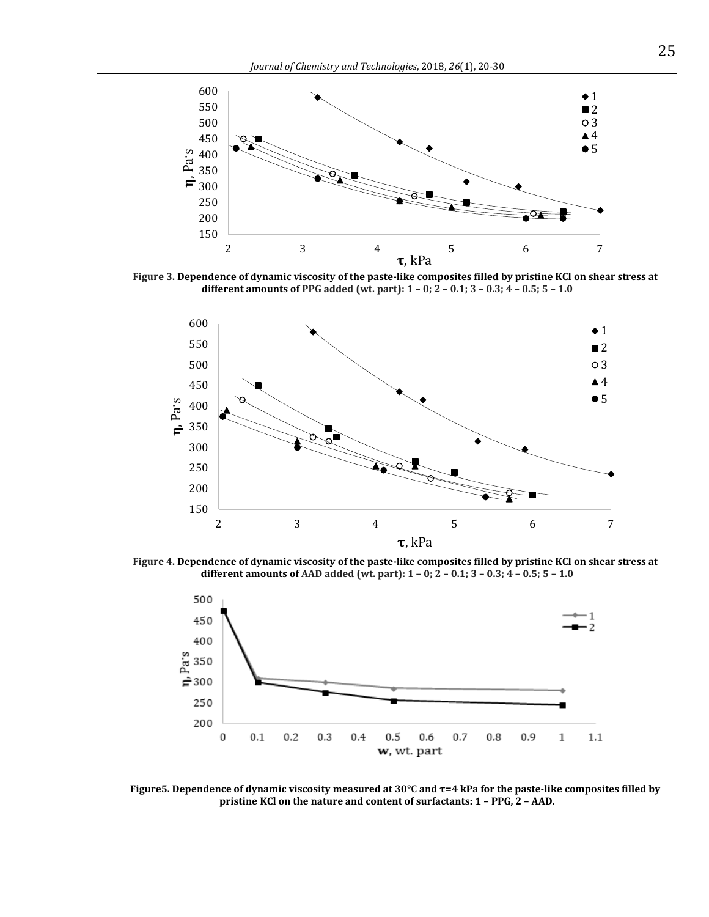**Figure 3. Dependence of dynamic viscosity of the paste-like composites filled by pristine KCl on shear stress at different amounts of PPG added (wt. part): 1 – 0; 2 – 0.1; 3 – 0.3; 4 – 0.5; 5 – 1.0**

**Figure 4. Dependence of dynamic viscosity of the paste-like composites filled by pristine KCl on shear stress at different amounts of AAD added (wt. part): 1 – 0; 2 – 0.1; 3 – 0.3; 4 – 0.5; 5 – 1.0**

**Figure5. Dependence of dynamic viscosity measured at 30°C and τ=4 kPa for the paste-like composites filled by pristine KCl on the nature and content of surfactants: 1 – PPG, 2 – AAD.**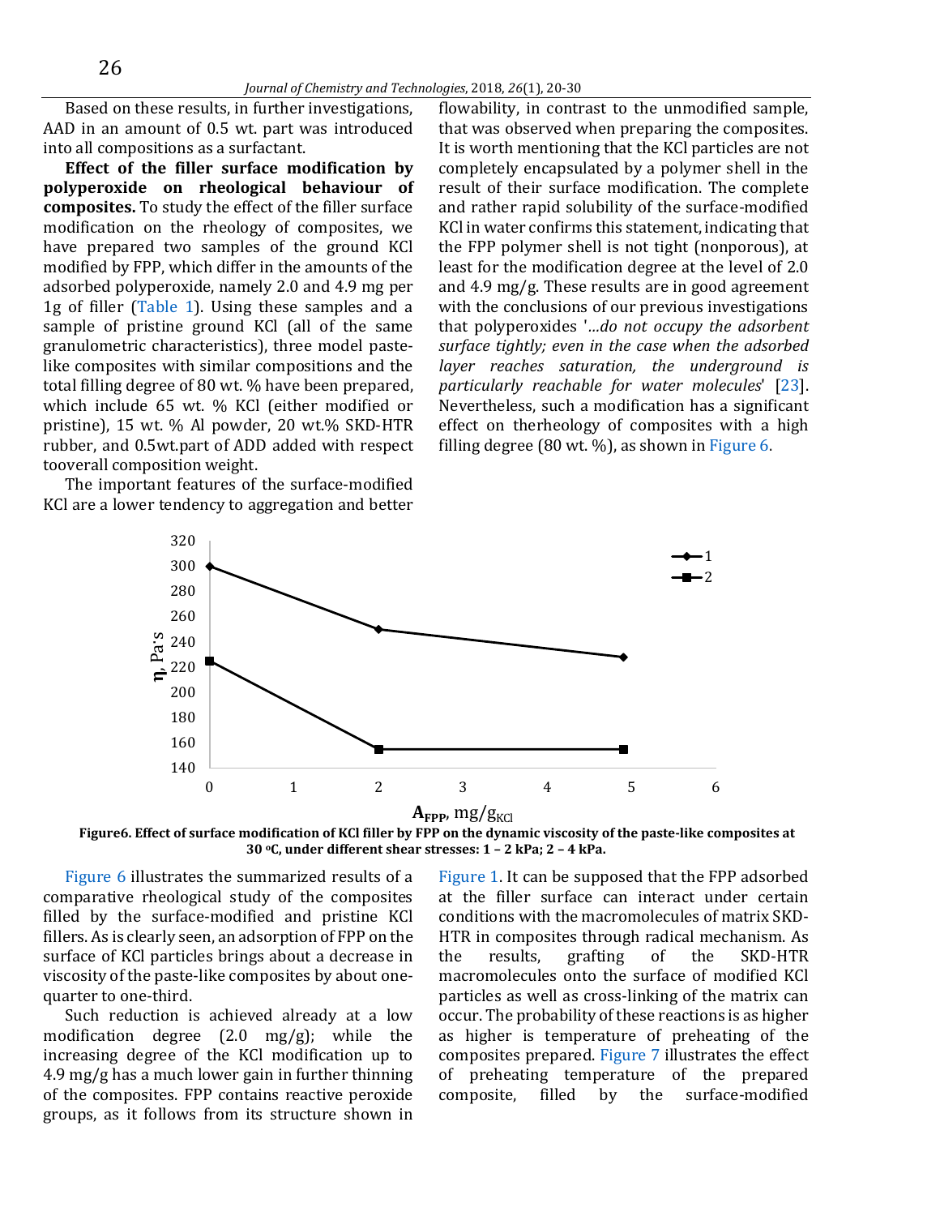Based on these results, in further investigations, AAD in an amount of 0.5 wt. part was introduced into all compositions as a surfactant.

**Effect of the filler surface modification by polyperoxide on rheological behaviour of composites.** To study the effect of the filler surface modification on the rheology of composites, we have prepared two samples of the ground KCl modified by FPP, which differ in the amounts of the adsorbed polyperoxide, namely 2.0 and 4.9 mg per 1g of filler (Table 1). Using these samples and a sample of pristine ground KCl (all of the same granulometric characteristics), three model paste-like composites with similar compositions and the total filling degree of 80 wt. % have been prepared, which include 65 wt. % KCl (either modified or pristine), 15 wt. % Al powder, 20 wt.% SKD-HTR rubber, and 0.5wt.part of ADD added with respect tooverall composition weight.

The important features of the surface-modified KCl are a lower tendency to aggregation and better flowability, in contrast to the unmodified sample, that was observed when preparing the composites. It is worth mentioning that the KCl particles are not completely encapsulated by a polymer shell in the result of their surface modification. The complete and rather rapid solubility of the surface-modified KCl in water confirms this statement, indicating that the FPP polymer shell is not tight (nonporous), at least for the modification degree at the level of 2.0 and 4.9 mg/g. These results are in good agreement with the conclusions of our previous investigations that polyperoxides '*...do not occupy the adsorbent surface tightly; even in the case when the adsorbed layer reaches saturation, the underground is particularly reachable for water molecules*' [23]. Nevertheless, such a modification has a significant effect on therheology of composites with a high filling degree (80 wt. %), as shown in Figure 6.

**Figure6. Effect of surface modification of KCl filler by FPP on the dynamic viscosity of the paste-like composites at 30 °C, under different shear stresses: 1 – 2 kPa; 2 – 4 kPa.**

Figure 6 illustrates the summarized results of a comparative rheological study of the composites filled by the surface-modified and pristine KCl fillers. As is clearly seen, an adsorption of FPP on the surface of KCl particles brings about a decrease in viscosity of the paste-like composites by about one-quarter to one-third.

Such reduction is achieved already at a low modification degree (2.0 mg/g); while the increasing degree of the KCl modification up to 4.9 mg/g has a much lower gain in further thinning of the composites. FPP contains reactive peroxide groups, as it follows from its structure shown in Figure 1. It can be supposed that the FPP adsorbed at the filler surface can interact under certain conditions with the macromolecules of matrix SKD-HTR in composites through radical mechanism. As the results, grafting of the SKD-HTR macromolecules onto the surface of modified KCl particles as well as cross-linking of the matrix can occur. The probability of these reactions is as higher as higher is temperature of preheating of the composites prepared. Figure 7 illustrates the effect of preheating temperature of the prepared composite, filled by the surface-modified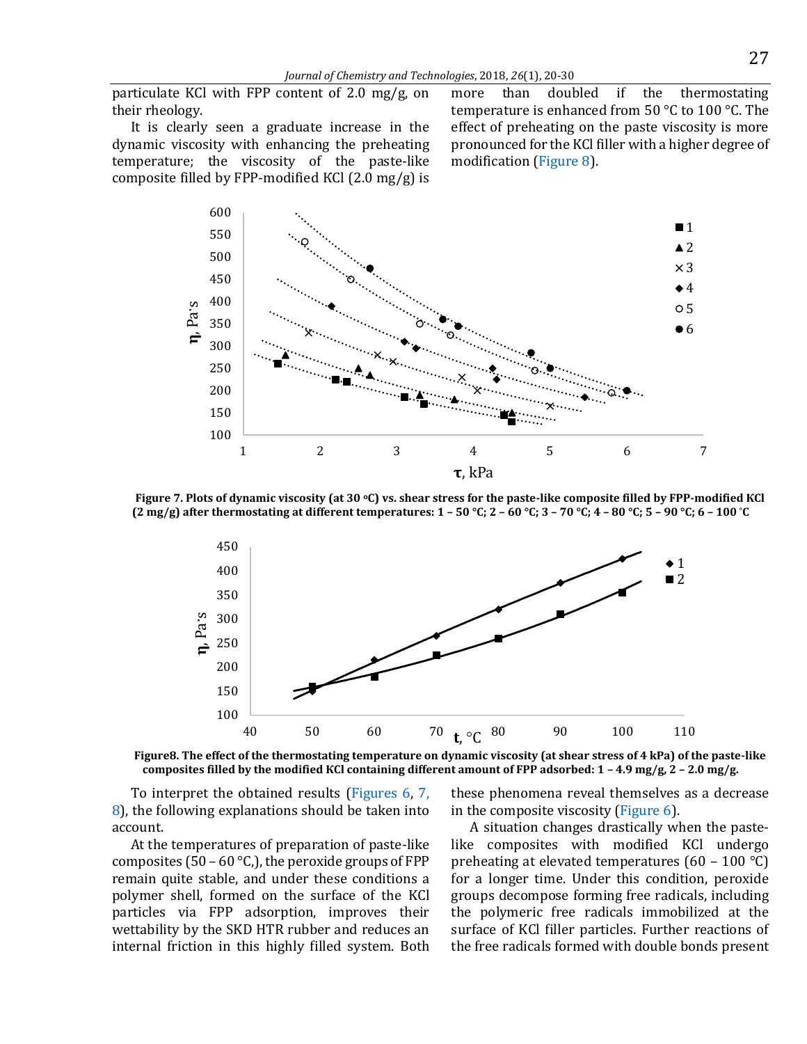particulate KCl with FPP content of 2.0 mg/g, on their rheology.

It is clearly seen a graduate increase in the dynamic viscosity with enhancing the preheating temperature; the viscosity of the paste-like composite filled by FPP-modified KCl (2.0 mg/g) is more than doubled if the thermostating temperature is enhanced from 50 °C to 100 °C. The effect of preheating on the paste viscosity is more pronounced for the KCl filler with a higher degree of modification (Figure 8).

**Figure 7. Plots of dynamic viscosity (at 30 °C) vs. shear stress for the paste-like composite filled by FPP-modified KCl (2 mg/g) after thermostating at different temperatures: 1 – 50 °C; 2 – 60 °C; 3 – 70 °C; 4 – 80 °C; 5 – 90 °C; 6 – 100 °C**

**Figure8. The effect of the thermostating temperature on dynamic viscosity (at shear stress of 4 kPa) of the paste-like composites filled by the modified KCl containing different amount of FPP adsorbed: 1 – 4.9 mg/g, 2 – 2.0 mg/g.**

To interpret the obtained results (Figures 6, 7, 8), the following explanations should be taken into account.

At the temperatures of preparation of paste-like composites (50 – 60 °C,), the peroxide groups of FPP remain quite stable, and under these conditions a polymer shell, formed on the surface of the KCl particles via FPP adsorption, improves their wettability by the SKD HTR rubber and reduces an internal friction in this highly filled system. Both these phenomena reveal themselves as a decrease in the composite viscosity (Figure 6).

A situation changes drastically when the paste-like composites with modified KCl undergo preheating at elevated temperatures (60 – 100 °C) for a longer time. Under this condition, peroxide groups decompose forming free radicals, including the polymeric free radicals immobilized at the surface of KCl filler particles. Further reactions of the free radicals formed with double bonds present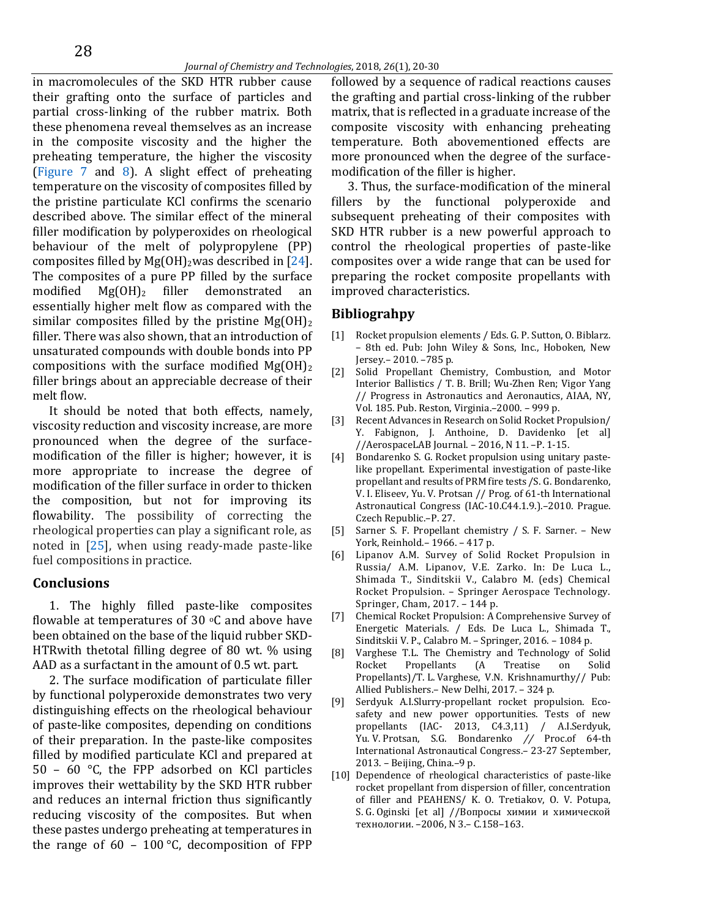in macromolecules of the SKD HTR rubber cause their grafting onto the surface of particles and partial cross-linking of the rubber matrix. Both these phenomena reveal themselves as an increase in the composite viscosity and the higher the preheating temperature, the higher the viscosity (Figure 7 and 8). A slight effect of preheating temperature on the viscosity of composites filled by the pristine particulate KCl confirms the scenario described above. The similar effect of the mineral filler modification by polyperoxides on rheological behaviour of the melt of polypropylene (PP) composites filled by $Mg(OH)_2$ was described in [24]. The composites of a pure PP filled by the surface modified $Mg(OH)_2$ filler demonstrated an essentially higher melt flow as compared with the similar composites filled by the pristine $Mg(OH)_2$ filler. There was also shown, that an introduction of unsaturated compounds with double bonds into PP compositions with the surface modified $Mg(OH)_2$ filler brings about an appreciable decrease of their melt flow.

It should be noted that both effects, namely, viscosity reduction and viscosity increase, are more pronounced when the degree of the surface-modification of the filler is higher; however, it is more appropriate to increase the degree of modification of the filler surface in order to thicken the composition, but not for improving its flowability. The possibility of correcting the rheological properties can play a significant role, as noted in [25], when using ready-made paste-like fuel compositions in practice.

## Conclusions

1. The highly filled paste-like composites flowable at temperatures of 30 °C and above have been obtained on the base of the liquid rubber SKD-HTRwith thetotal filling degree of 80 wt. % using AAD as a surfactant in the amount of 0.5 wt. part.

2. The surface modification of particulate filler by functional polyperoxide demonstrates two very distinguishing effects on the rheological behaviour of paste-like composites, depending on conditions of their preparation. In the paste-like composites filled by modified particulate KCl and prepared at 50 – 60 °C, the FPP adsorbed on KCl particles improves their wettability by the SKD HTR rubber and reduces an internal friction thus significantly reducing viscosity of the composites. But when these pastes undergo preheating at temperatures in the range of 60 – 100 °C, decomposition of FPP followed by a sequence of radical reactions causes the grafting and partial cross-linking of the rubber matrix, that is reflected in a graduate increase of the composite viscosity with enhancing preheating temperature. Both abovementioned effects are more pronounced when the degree of the surface-modification of the filler is higher.

3. Thus, the surface-modification of the mineral fillers by the functional polyperoxide and subsequent preheating of their composites with SKD HTR rubber is a new powerful approach to control the rheological properties of paste-like composites over a wide range that can be used for preparing the rocket composite propellants with improved characteristics.

## Bibliograhpy

[1] Rocket propulsion elements / Eds. G. P. Sutton, O. Biblarz. – 8th ed. Pub: John Wiley & Sons, Inc., Hoboken, New Jersey.– 2010. –785 p.

[2] Solid Propellant Chemistry, Combustion, and Motor Interior Ballistics / T. B. Brill; Wu-Zhen Ren; Vigor Yang // Progress in Astronautics and Aeronautics, AIAA, NY, Vol. 185. Pub. Reston, Virginia.–2000. – 999 p.

[3] Recent Advances in Research on Solid Rocket Propulsion/ Y. Fabignon, J. Anthoine, D. Davidenko [et al] //AerospaceLAB Journal. – 2016, N 11. –P. 1-15.

[4] Bondarenko S. G. Rocket propulsion using unitary paste-like propellant. Experimental investigation of paste-like propellant and results of PRM fire tests /S. G. Bondarenko, V. I. Eliseev, Yu. V. Protsan // Prog. of 61-th International Astronautical Congress (IAC-10.C44.1.9.).–2010. Prague. Czech Republic.–P. 27.

[5] Sarner S. F. Propellant chemistry / S. F. Sarner. – New York, Reinhold.– 1966. – 417 p.

[6] Lipanov A.M. Survey of Solid Rocket Propulsion in Russia/ A.M. Lipanov, V.E. Zarko. In: De Luca L., Shimada T., Sinditskii V., Calabro M. (eds) Chemical Rocket Propulsion. – Springer Aerospace Technology. Springer, Cham, 2017. – 144 p.

[7] Chemical Rocket Propulsion: A Comprehensive Survey of Energetic Materials. / Eds. De Luca L., Shimada T., Sinditskii V. P., Calabro M. – Springer, 2016. – 1084 p.

[8] Varghese T.L. The Chemistry and Technology of Solid Rocket Propellants (A Treatise on Solid Propellants)/T. L. Varghese, V.N. Krishnamurthy// Pub: Allied Publishers.– New Delhi, 2017. – 324 p.

[9] Serdyuk A.I.Slurry-propellant rocket propulsion. Eco-safety and new power opportunities. Tests of new propellants (IAC- 2013, C4.3,11) / A.I.Serdyuk, Yu. V. Protsan, S.G. Bondarenko // Proc.of 64-th International Astronautical Congress.– 23-27 September, 2013. – Beijing, China.–9 p.

[10] Dependence of rheological characteristics of paste-like rocket propellant from dispersion of filler, concentration of filler and PEAHENS/ K. O. Tretiakov, O. V. Potupa, S. G. Oginski [et al] //Вопросы химии и химической технологии. –2006, N 3.– С.158–163.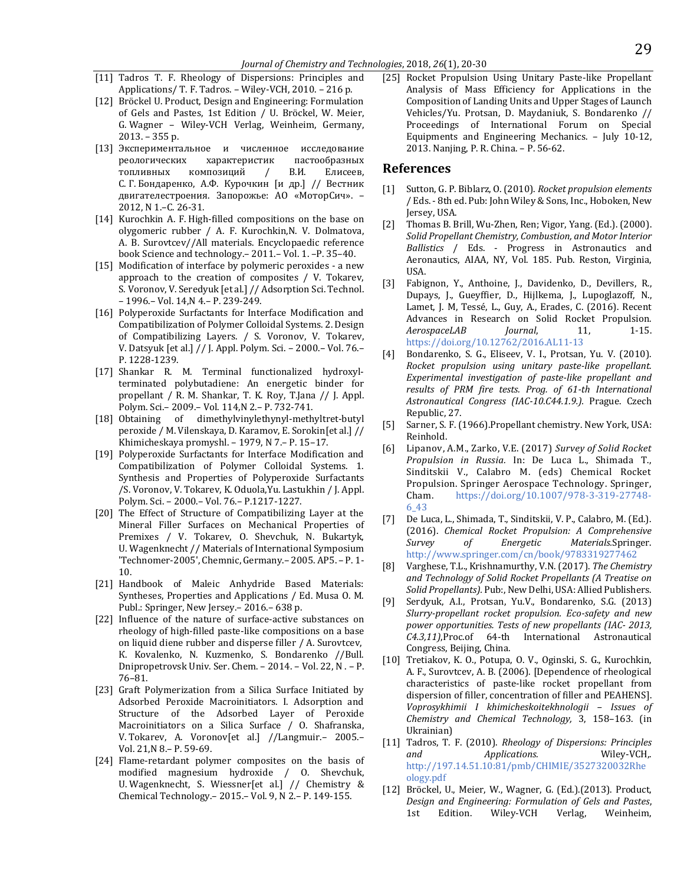[11] Tadros T. F. Rheology of Dispersions: Principles and Applications/ T. F. Tadros. – Wiley-VCH, 2010. – 216 p.

[12] Bröckel U. Product, Design and Engineering: Formulation of Gels and Pastes, 1st Edition / U. Bröckel, W. Meier, G. Wagner – Wiley-VCH Verlag, Weinheim, Germany, 2013. – 355 p.

[13] Экспериментальное и численное исследование реологических характеристик пастообразных топливных композиций / В.И. Елисеев, С. Г. Бондаренко, А.Ф. Курочкин [и др.] // Вестник двигателестроения. Запорожье: АО «МоторСич». – 2012, N 1.– С. 26-31.

[14] Kurochkin A. F. High-filled compositions on the base on olygomeric rubber / A. F. Kurochkin,N. V. Dolmatova, A. B. Surovtcev//All materials. Encyclopaedic reference book Science and technology.– 2011.– Vol. 1. –P. 35–40.

[15] Modification of interface by polymeric peroxides - a new approach to the creation of composites / V. Tokarev, S. Voronov, V. Seredyuk [et al.] // Adsorption Sci. Technol. – 1996.– Vol. 14,N 4.– P. 239-249.

[16] Polyperoxide Surfactants for Interface Modification and Compatibilization of Polymer Colloidal Systems. 2. Design of Compatibilizing Layers. / S. Voronov, V. Tokarev, V. Datsyuk [et al.] // J. Appl. Polym. Sci. – 2000.– Vol. 76.– P. 1228-1239.

[17] Shankar R. M. Terminal functionalized hydroxyl-terminated polybutadiene: An energetic binder for propellant / R. M. Shankar, T. K. Roy, T.Jana // J. Appl. Polym. Sci.– 2009.– Vol. 114,N 2.– P. 732-741.

[18] Obtaining of dimethylvinylethynyl-methyltret-butyl peroxide / M. Vilenskaya, D. Karamov, E. Sorokin[et al.] // Khimicheskaya promyshl. – 1979, N 7.– P. 15–17.

[19] Polyperoxide Surfactants for Interface Modification and Compatibilization of Polymer Colloidal Systems. 1. Synthesis and Properties of Polyperoxide Surfactants /S. Voronov, V. Tokarev, K. Oduola,Yu. Lastukhin / J. Appl. Polym. Sci. – 2000.– Vol. 76.– P.1217-1227.

[20] The Effect of Structure of Compatibilizing Layer at the Mineral Filler Surfaces on Mechanical Properties of Premixes / V. Tokarev, O. Shevchuk, N. Bukartyk, U. Wagenknecht // Materials of International Symposium 'Technomer-2005', Chemnic, Germany.– 2005. AP5. – P. 1-10.

[21] Handbook of Maleic Anhydride Based Materials: Syntheses, Properties and Applications / Ed. Musa O. M. Publ.: Springer, New Jersey.– 2016.– 638 p.

[22] Influence of the nature of surface-active substances on rheology of high-filled paste-like compositions on a base on liquid diene rubber and disperse filler / A. Surovtcev, K. Kovalenko, N. Kuzmenko, S. Bondarenko //Bull. Dnipropetrovsk Univ. Ser. Chem. – 2014. – Vol. 22, N . – P. 76–81.

[23] Graft Polymerization from a Silica Surface Initiated by Adsorbed Peroxide Macroinitiators. I. Adsorption and Structure of the Adsorbed Layer of Peroxide Macroinitiators on a Silica Surface / O. Shafranska, V. Tokarev, A. Voronov[et al.] //Langmuir.– 2005.– Vol. 21,N 8.– P. 59-69.

[24] Flame-retardant polymer composites on the basis of modified magnesium hydroxide / O. Shevchuk, U. Wagenknecht, S. Wiessner[et al.] // Chemistry & Chemical Technology.– 2015.– Vol. 9, N 2.– P. 149-155.

[25] Rocket Propulsion Using Unitary Paste-like Propellant Analysis of Mass Efficiency for Applications in the Composition of Landing Units and Upper Stages of Launch Vehicles/Yu. Protsan, D. Maydaniuk, S. Bondarenko // Proceedings of International Forum on Special Equipments and Engineering Mechanics. – July 10-12, 2013. Nanjing, P. R. China. – P. 56-62.

## References

[1] Sutton, G. P. Biblarz, O. (2010). *Rocket propulsion elements* / Eds. - 8th ed. Pub: John Wiley & Sons, Inc., Hoboken, New Jersey, USA.

[2] Thomas B. Brill, Wu-Zhen, Ren; Vigor, Yang. (Ed.). (2000). *Solid Propellant Chemistry, Combustion, and Motor Interior Ballistics* / Eds. - Progress in Astronautics and Aeronautics, AIAA, NY, Vol. 185. Pub. Reston, Virginia, USA.

[3] Fabignon, Y., Anthoine, J., Davidenko, D., Devillers, R., Dupays, J., Gueyffier, D., Hijlkema, J., Lupoglazoff, N., Lamet, J. M, Tessé, L., Guy, A., Erades, C. (2016). Recent Advances in Research on Solid Rocket Propulsion. *AerospaceLAB Journal*, 11, 1-15. https://doi.org/10.12762/2016.AL11-13

[4] Bondarenko, S. G., Eliseev, V. I., Protsan, Yu. V. (2010). *Rocket propulsion using unitary paste-like propellant. Experimental investigation of paste-like propellant and results of PRM fire tests. Prog. of 61-th International Astronautical Congress (IAC-10.C44.1.9.).* Prague. Czech Republic, 27.

[5] Sarner, S. F. (1966).Propellant chemistry. New York, USA: Reinhold.

[6] Lipanov, A.M., Zarko, V.E. (2017) *Survey of Solid Rocket Propulsion in Russia*. In: De Luca L., Shimada T., Sinditskii V., Calabro M. (eds) Chemical Rocket Propulsion. Springer Aerospace Technology. Springer, Cham. https://doi.org/10.1007/978-3-319-27748-6_43

[7] De Luca, L., Shimada, T., Sinditskii, V. P., Calabro, M. (Ed.). (2016). *Chemical Rocket Propulsion: A Comprehensive Survey of Energetic Materials*.Springer. http://www.springer.com/cn/book/9783319277462

[8] Varghese, T.L., Krishnamurthy, V.N. (2017). *The Chemistry and Technology of Solid Rocket Propellants (A Treatise on Solid Propellants)*. Pub:, New Delhi, USA: Allied Publishers.

[9] Serdyuk, A.I., Protsan, Yu.V., Bondarenko, S.G. (2013) *Slurry-propellant rocket propulsion. Eco-safety and new power opportunities. Tests of new propellants (IAC- 2013, C4.3,11)*,Proc.of 64-th International Astronautical Congress, Beijing, China.

[10] Tretiakov, K. O., Potupa, O. V., Oginski, S. G., Kurochkin, A. F., Surovtcev, A. B. (2006). [Dependence of rheological characteristics of paste-like rocket propellant from dispersion of filler, concentration of filler and PEAHENS]. *Voprosykhimii I khimicheskoitekhnologii – Issues of Chemistry and Chemical Technology,* 3, 158–163. (in Ukrainian)

[11] Tadros, T. F. (2010). *Rheology of Dispersions: Principles and Applications.* Wiley-VCH,. http://197.14.51.10:81/pmb/CHIMIE/3527320032Rheology.pdf

[12] Bröckel, U., Meier, W., Wagner, G. (Ed.).(2013). Product, *Design and Engineering: Formulation of Gels and Pastes*, 1st Edition. Wiley-VCH Verlag, Weinheim,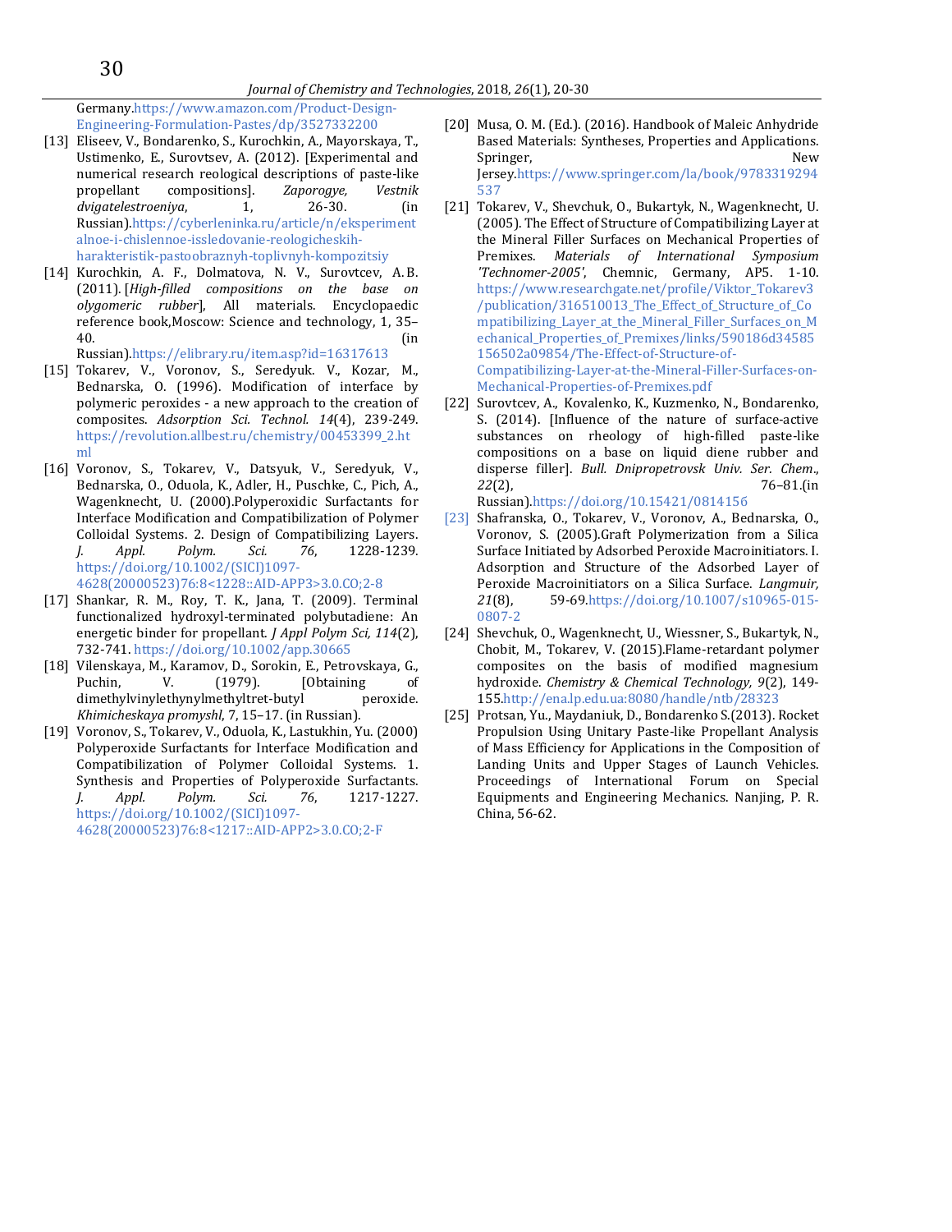Germany.https://www.amazon.com/Product-Design-Engineering-Formulation-Pastes/dp/3527332200

[13] Eliseev, V., Bondarenko, S., Kurochkin, A., Mayorskaya, T., Ustimenko, E., Surovtsev, A. (2012). [Experimental and numerical research reological descriptions of paste-like propellant compositions]. *Zaporogye, Vestnik dvigatelestroeniya*, 1, 26-30. (in Russian).https://cyberleninka.ru/article/n/eksperimentalnoe-i-chislennoe-issledovanie-reologicheskih-harakteristik-pastoobraznyh-toplivnyh-kompozitsiy

[14] Kurochkin, A. F., Dolmatova, N. V., Surovtcev, A. B. (2011). [*High-filled compositions on the base on olygomeric rubber*], All materials. Encyclopaedic reference book,Moscow: Science and technology, 1, 35–40. (in Russian).https://elibrary.ru/item.asp?id=16317613

[15] Tokarev, V., Voronov, S., Seredyuk. V., Kozar, M., Bednarska, O. (1996). Modification of interface by polymeric peroxides - a new approach to the creation of composites. *Adsorption Sci. Technol. 14*(4), 239-249. https://revolution.allbest.ru/chemistry/00453399_2.html

[16] Voronov, S., Tokarev, V., Datsyuk, V., Seredyuk, V., Bednarska, O., Oduola, K., Adler, H., Puschke, C., Pich, A., Wagenknecht, U. (2000).Polyperoxidic Surfactants for Interface Modification and Compatibilization of Polymer Colloidal Systems. 2. Design of Compatibilizing Layers. *J. Appl. Polym. Sci. 76*, 1228-1239. https://doi.org/10.1002/(SICI)1097-4628(20000523)76:8<1228::AID-APP3>3.0.CO;2-8

[17] Shankar, R. M., Roy, T. K., Jana, T. (2009). Terminal functionalized hydroxyl-terminated polybutadiene: An energetic binder for propellant. *J Appl Polym Sci, 114*(2), 732-741. https://doi.org/10.1002/app.30665

[18] Vilenskaya, M., Karamov, D., Sorokin, E., Petrovskaya, G., Puchin, V. (1979). [Obtaining of dimethylvinylethynylmethyltret-butyl peroxide. *Khimicheskaya promyshl*, 7, 15–17. (in Russian).

[19] Voronov, S., Tokarev, V., Oduola, K., Lastukhin, Yu. (2000) Polyperoxide Surfactants for Interface Modification and Compatibilization of Polymer Colloidal Systems. 1. Synthesis and Properties of Polyperoxide Surfactants. *J. Appl. Polym. Sci. 76*, 1217-1227. https://doi.org/10.1002/(SICI)1097-4628(20000523)76:8<1217::AID-APP2>3.0.CO;2-F

[20] Musa, O. M. (Ed.). (2016). Handbook of Maleic Anhydride Based Materials: Syntheses, Properties and Applications. Springer, New Jersey.https://www.springer.com/la/book/9783319294537

[21] Tokarev, V., Shevchuk, O., Bukartyk, N., Wagenknecht, U. (2005). The Effect of Structure of Compatibilizing Layer at the Mineral Filler Surfaces on Mechanical Properties of Premixes. *Materials of International Symposium 'Technomer-2005'*, Chemnic, Germany, AP5. 1-10. https://www.researchgate.net/profile/Viktor_Tokarev3/publication/316510013_The_Effect_of_Structure_of_Compatibilizing_Layer_at_the_Mineral_Filler_Surfaces_on_Mechanical_Properties_of_Premixes/links/590186d34585156502a09854/The-Effect-of-Structure-of-Compatibilizing-Layer-at-the-Mineral-Filler-Surfaces-on-Mechanical-Properties-of-Premixes.pdf

[22] Surovtcev, A., Kovalenko, K., Kuzmenko, N., Bondarenko, S. (2014). [Influence of the nature of surface-active substances on rheology of high-filled paste-like compositions on a base on liquid diene rubber and disperse filler]. *Bull. Dnipropetrovsk Univ. Ser. Chem*., *22*(2), 76–81.(in Russian).https://doi.org/10.15421/0814156

[23] Shafranska, O., Tokarev, V., Voronov, A., Bednarska, O., Voronov, S. (2005).Graft Polymerization from a Silica Surface Initiated by Adsorbed Peroxide Macroinitiators. I. Adsorption and Structure of the Adsorbed Layer of Peroxide Macroinitiators on a Silica Surface. *Langmuir, 21*(8), 59-69.https://doi.org/10.1007/s10965-015-0807-2

[24] Shevchuk, O., Wagenknecht, U., Wiessner, S., Bukartyk, N., Chobit, M., Tokarev, V. (2015).Flame-retardant polymer composites on the basis of modified magnesium hydroxide. *Chemistry & Chemical Technology, 9*(2), 149-155.http://ena.lp.edu.ua:8080/handle/ntb/28323

[25] Protsan, Yu., Maydaniuk, D., Bondarenko S.(2013). Rocket Propulsion Using Unitary Paste-like Propellant Analysis of Mass Efficiency for Applications in the Composition of Landing Units and Upper Stages of Launch Vehicles. Proceedings of International Forum on Special Equipments and Engineering Mechanics. Nanjing, P. R. China, 56-62.